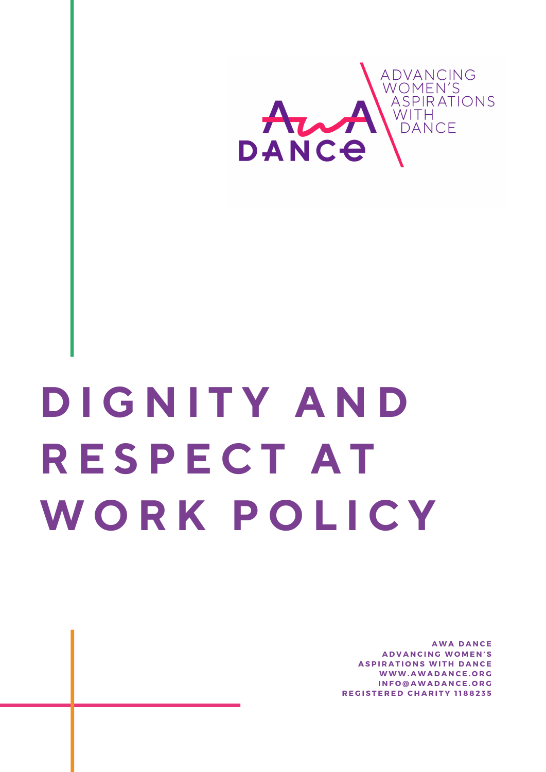AWA DANCE

ADVANCING WOMEN'S ASPIRATIONS WITH DANCE

# DIGNITY AND RESPECT AT WORK POLICY

**AWA DANCE**
**ADVANCING WOMEN'S ASPIRATIONS WITH DANCE**
**WWW.AWADANCE.ORG**
**INFO@AWADANCE.ORG**
**REGISTERED CHARITY 1188235**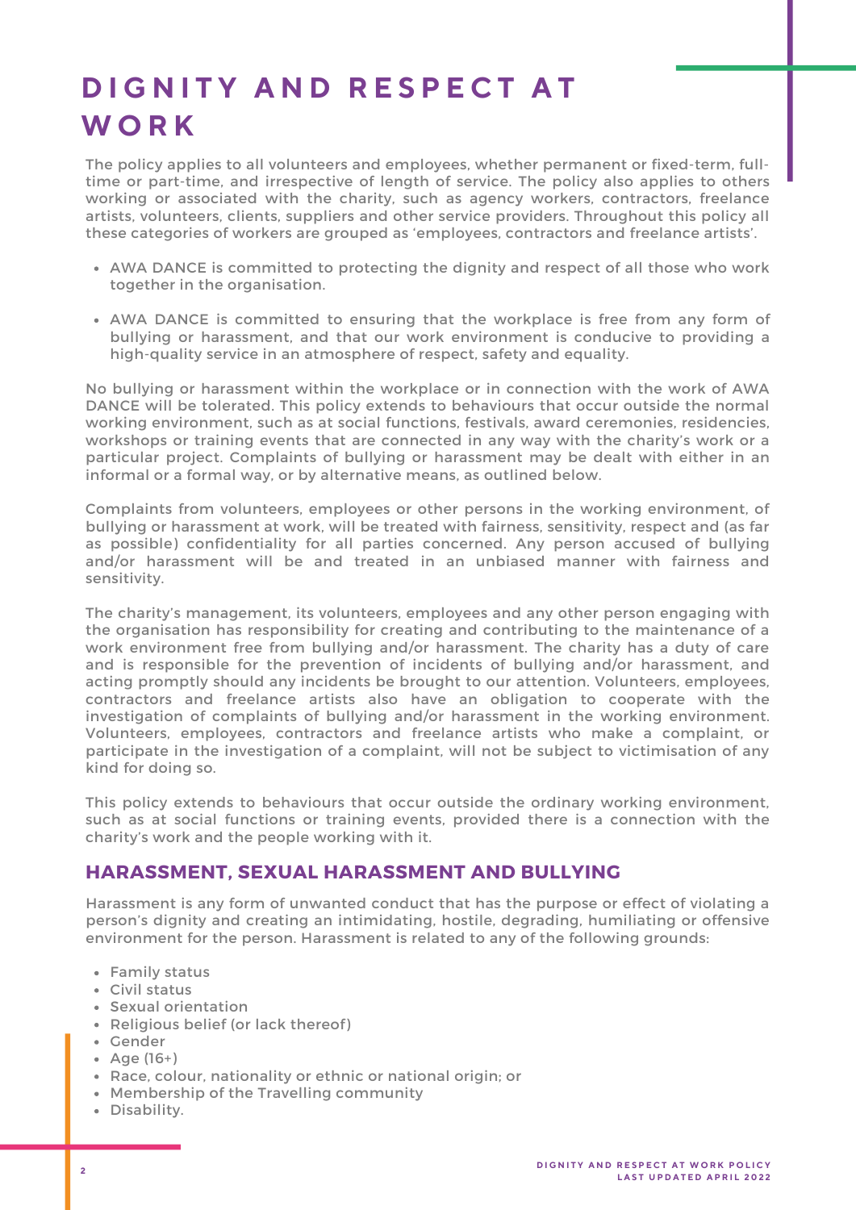# DIGNITY AND RESPECT AT WORK

The policy applies to all volunteers and employees, whether permanent or fixed-term, full-time or part-time, and irrespective of length of service. The policy also applies to others working or associated with the charity, such as agency workers, contractors, freelance artists, volunteers, clients, suppliers and other service providers. Throughout this policy all these categories of workers are grouped as 'employees, contractors and freelance artists'.

- AWA DANCE is committed to protecting the dignity and respect of all those who work together in the organisation.
- AWA DANCE is committed to ensuring that the workplace is free from any form of bullying or harassment, and that our work environment is conducive to providing a high-quality service in an atmosphere of respect, safety and equality.

No bullying or harassment within the workplace or in connection with the work of AWA DANCE will be tolerated. This policy extends to behaviours that occur outside the normal working environment, such as at social functions, festivals, award ceremonies, residencies, workshops or training events that are connected in any way with the charity's work or a particular project. Complaints of bullying or harassment may be dealt with either in an informal or a formal way, or by alternative means, as outlined below.

Complaints from volunteers, employees or other persons in the working environment, of bullying or harassment at work, will be treated with fairness, sensitivity, respect and (as far as possible) confidentiality for all parties concerned. Any person accused of bullying and/or harassment will be and treated in an unbiased manner with fairness and sensitivity.

The charity's management, its volunteers, employees and any other person engaging with the organisation has responsibility for creating and contributing to the maintenance of a work environment free from bullying and/or harassment. The charity has a duty of care and is responsible for the prevention of incidents of bullying and/or harassment, and acting promptly should any incidents be brought to our attention. Volunteers, employees, contractors and freelance artists also have an obligation to cooperate with the investigation of complaints of bullying and/or harassment in the working environment. Volunteers, employees, contractors and freelance artists who make a complaint, or participate in the investigation of a complaint, will not be subject to victimisation of any kind for doing so.

This policy extends to behaviours that occur outside the ordinary working environment, such as at social functions or training events, provided there is a connection with the charity's work and the people working with it.

## HARASSMENT, SEXUAL HARASSMENT AND BULLYING

Harassment is any form of unwanted conduct that has the purpose or effect of violating a person's dignity and creating an intimidating, hostile, degrading, humiliating or offensive environment for the person. Harassment is related to any of the following grounds:

- Family status
- Civil status
- Sexual orientation
- Religious belief (or lack thereof)
- Gender
- Age (16+)
- Race, colour, nationality or ethnic or national origin; or
- Membership of the Travelling community
- Disability.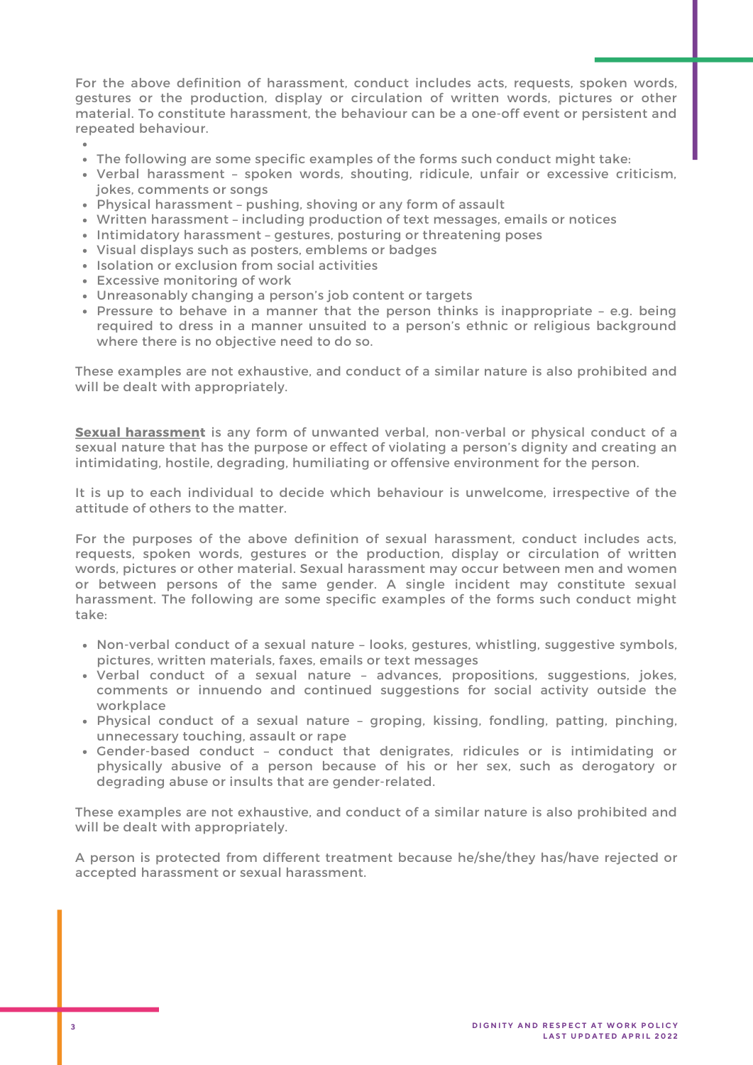For the above definition of harassment, conduct includes acts, requests, spoken words, gestures or the production, display or circulation of written words, pictures or other material. To constitute harassment, the behaviour can be a one-off event or persistent and repeated behaviour.

- The following are some specific examples of the forms such conduct might take:
- Verbal harassment – spoken words, shouting, ridicule, unfair or excessive criticism, jokes, comments or songs
- Physical harassment – pushing, shoving or any form of assault
- Written harassment – including production of text messages, emails or notices
- Intimidatory harassment – gestures, posturing or threatening poses
- Visual displays such as posters, emblems or badges
- Isolation or exclusion from social activities
- Excessive monitoring of work
- Unreasonably changing a person's job content or targets
- Pressure to behave in a manner that the person thinks is inappropriate – e.g. being required to dress in a manner unsuited to a person's ethnic or religious background where there is no objective need to do so.

These examples are not exhaustive, and conduct of a similar nature is also prohibited and will be dealt with appropriately.

**Sexual harassment** is any form of unwanted verbal, non-verbal or physical conduct of a sexual nature that has the purpose or effect of violating a person's dignity and creating an intimidating, hostile, degrading, humiliating or offensive environment for the person.

It is up to each individual to decide which behaviour is unwelcome, irrespective of the attitude of others to the matter.

For the purposes of the above definition of sexual harassment, conduct includes acts, requests, spoken words, gestures or the production, display or circulation of written words, pictures or other material. Sexual harassment may occur between men and women or between persons of the same gender. A single incident may constitute sexual harassment. The following are some specific examples of the forms such conduct might take:

- Non-verbal conduct of a sexual nature – looks, gestures, whistling, suggestive symbols, pictures, written materials, faxes, emails or text messages
- Verbal conduct of a sexual nature – advances, propositions, suggestions, jokes, comments or innuendo and continued suggestions for social activity outside the workplace
- Physical conduct of a sexual nature – groping, kissing, fondling, patting, pinching, unnecessary touching, assault or rape
- Gender-based conduct – conduct that denigrates, ridicules or is intimidating or physically abusive of a person because of his or her sex, such as derogatory or degrading abuse or insults that are gender-related.

These examples are not exhaustive, and conduct of a similar nature is also prohibited and will be dealt with appropriately.

A person is protected from different treatment because he/she/they has/have rejected or accepted harassment or sexual harassment.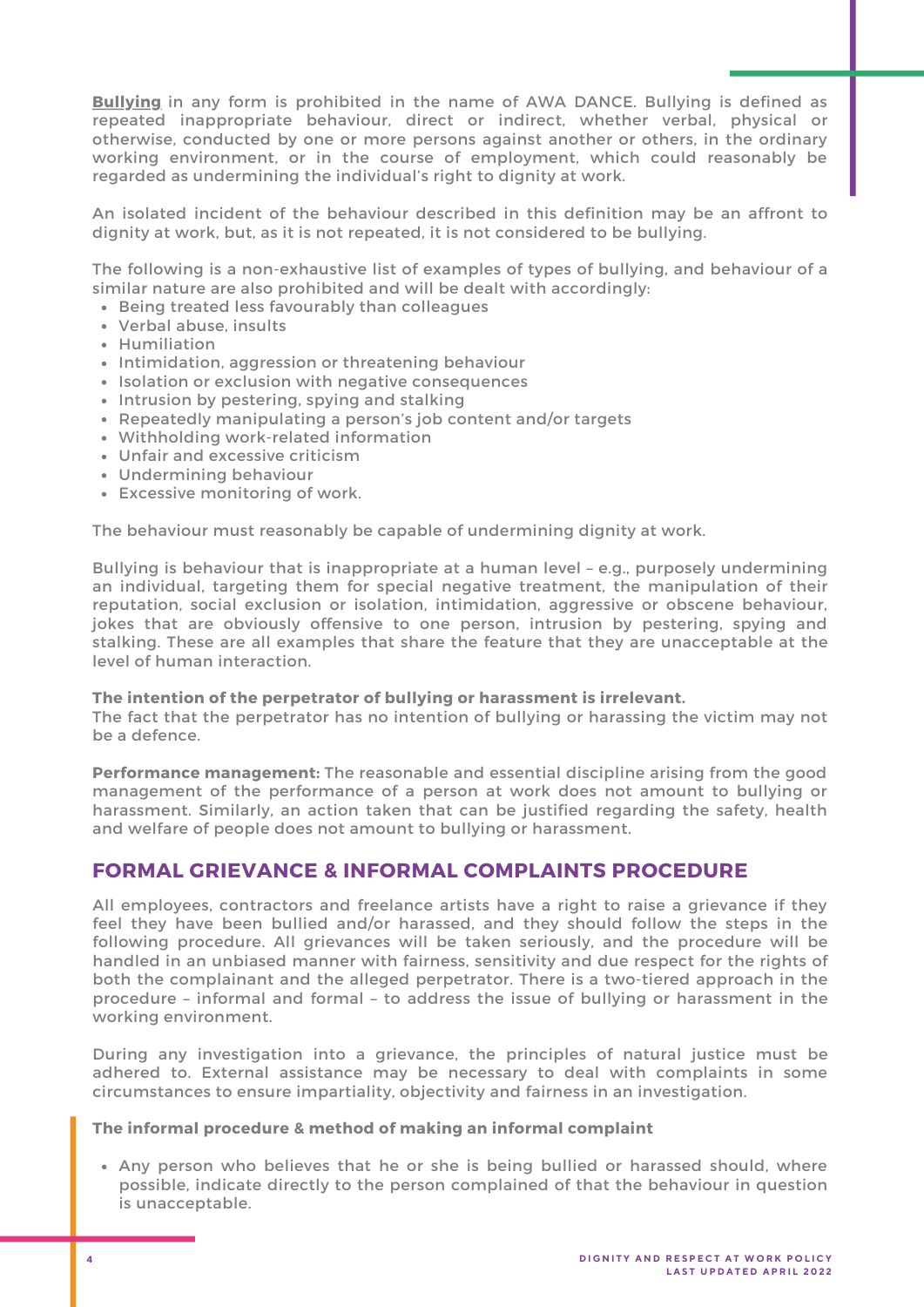**Bullying** in any form is prohibited in the name of AWA DANCE. Bullying is defined as repeated inappropriate behaviour, direct or indirect, whether verbal, physical or otherwise, conducted by one or more persons against another or others, in the ordinary working environment, or in the course of employment, which could reasonably be regarded as undermining the individual's right to dignity at work.

An isolated incident of the behaviour described in this definition may be an affront to dignity at work, but, as it is not repeated, it is not considered to be bullying.

The following is a non-exhaustive list of examples of types of bullying, and behaviour of a similar nature are also prohibited and will be dealt with accordingly:

- Being treated less favourably than colleagues
- Verbal abuse, insults
- Humiliation
- Intimidation, aggression or threatening behaviour
- Isolation or exclusion with negative consequences
- Intrusion by pestering, spying and stalking
- Repeatedly manipulating a person's job content and/or targets
- Withholding work-related information
- Unfair and excessive criticism
- Undermining behaviour
- Excessive monitoring of work.

The behaviour must reasonably be capable of undermining dignity at work.

Bullying is behaviour that is inappropriate at a human level – e.g., purposely undermining an individual, targeting them for special negative treatment, the manipulation of their reputation, social exclusion or isolation, intimidation, aggressive or obscene behaviour, jokes that are obviously offensive to one person, intrusion by pestering, spying and stalking. These are all examples that share the feature that they are unacceptable at the level of human interaction.

**The intention of the perpetrator of bullying or harassment is irrelevant.**
The fact that the perpetrator has no intention of bullying or harassing the victim may not be a defence.

**Performance management:** The reasonable and essential discipline arising from the good management of the performance of a person at work does not amount to bullying or harassment. Similarly, an action taken that can be justified regarding the safety, health and welfare of people does not amount to bullying or harassment.

## FORMAL GRIEVANCE & INFORMAL COMPLAINTS PROCEDURE

All employees, contractors and freelance artists have a right to raise a grievance if they feel they have been bullied and/or harassed, and they should follow the steps in the following procedure. All grievances will be taken seriously, and the procedure will be handled in an unbiased manner with fairness, sensitivity and due respect for the rights of both the complainant and the alleged perpetrator. There is a two-tiered approach in the procedure – informal and formal – to address the issue of bullying or harassment in the working environment.

During any investigation into a grievance, the principles of natural justice must be adhered to. External assistance may be necessary to deal with complaints in some circumstances to ensure impartiality, objectivity and fairness in an investigation.

**The informal procedure & method of making an informal complaint**

- Any person who believes that he or she is being bullied or harassed should, where possible, indicate directly to the person complained of that the behaviour in question is unacceptable.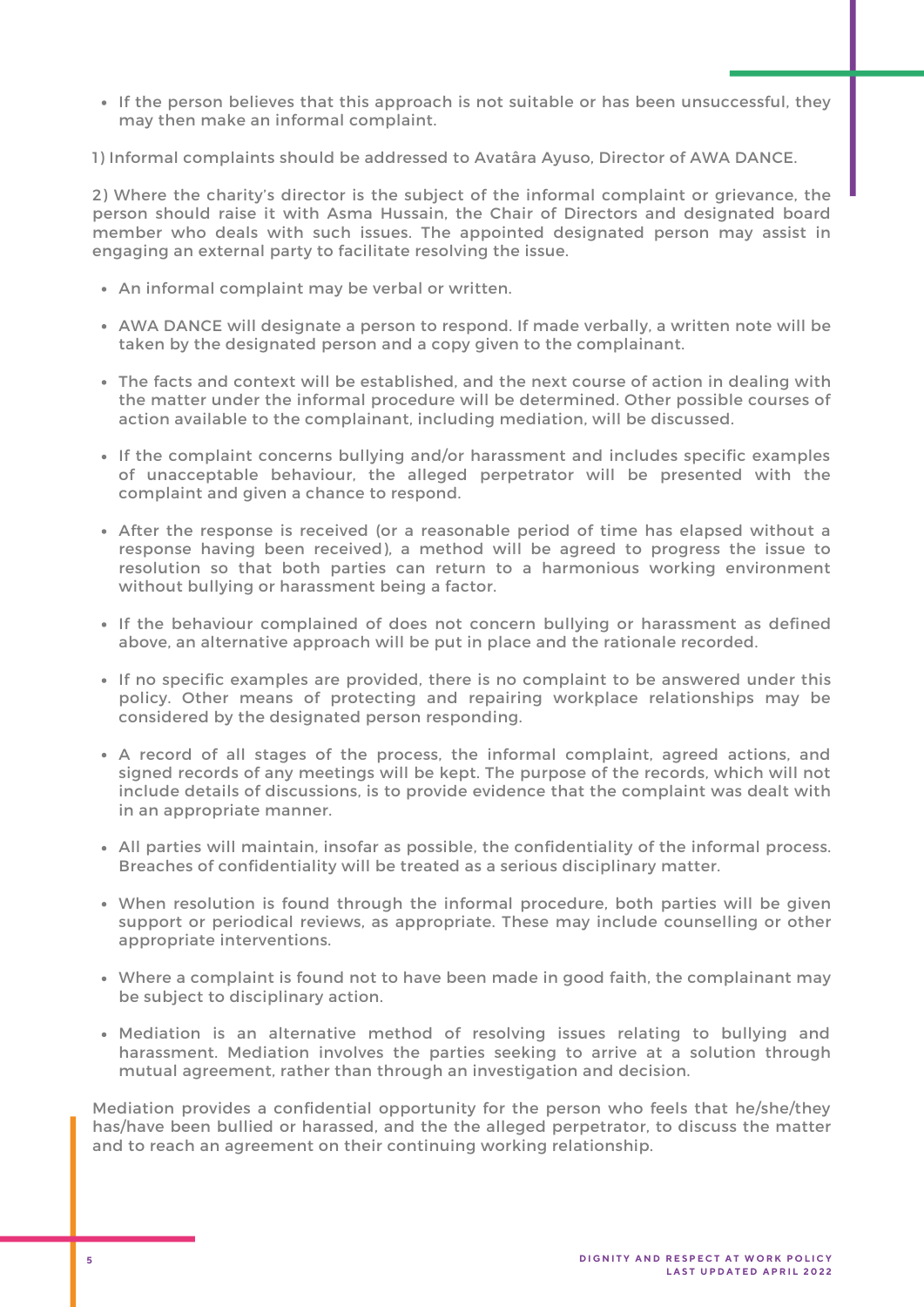- If the person believes that this approach is not suitable or has been unsuccessful, they may then make an informal complaint.

1) Informal complaints should be addressed to Avatâra Ayuso, Director of AWA DANCE.

2) Where the charity's director is the subject of the informal complaint or grievance, the person should raise it with Asma Hussain, the Chair of Directors and designated board member who deals with such issues. The appointed designated person may assist in engaging an external party to facilitate resolving the issue.

- An informal complaint may be verbal or written.
- AWA DANCE will designate a person to respond. If made verbally, a written note will be taken by the designated person and a copy given to the complainant.
- The facts and context will be established, and the next course of action in dealing with the matter under the informal procedure will be determined. Other possible courses of action available to the complainant, including mediation, will be discussed.
- If the complaint concerns bullying and/or harassment and includes specific examples of unacceptable behaviour, the alleged perpetrator will be presented with the complaint and given a chance to respond.
- After the response is received (or a reasonable period of time has elapsed without a response having been received), a method will be agreed to progress the issue to resolution so that both parties can return to a harmonious working environment without bullying or harassment being a factor.
- If the behaviour complained of does not concern bullying or harassment as defined above, an alternative approach will be put in place and the rationale recorded.
- If no specific examples are provided, there is no complaint to be answered under this policy. Other means of protecting and repairing workplace relationships may be considered by the designated person responding.
- A record of all stages of the process, the informal complaint, agreed actions, and signed records of any meetings will be kept. The purpose of the records, which will not include details of discussions, is to provide evidence that the complaint was dealt with in an appropriate manner.
- All parties will maintain, insofar as possible, the confidentiality of the informal process. Breaches of confidentiality will be treated as a serious disciplinary matter.
- When resolution is found through the informal procedure, both parties will be given support or periodical reviews, as appropriate. These may include counselling or other appropriate interventions.
- Where a complaint is found not to have been made in good faith, the complainant may be subject to disciplinary action.
- Mediation is an alternative method of resolving issues relating to bullying and harassment. Mediation involves the parties seeking to arrive at a solution through mutual agreement, rather than through an investigation and decision.

Mediation provides a confidential opportunity for the person who feels that he/she/they has/have been bullied or harassed, and the the alleged perpetrator, to discuss the matter and to reach an agreement on their continuing working relationship.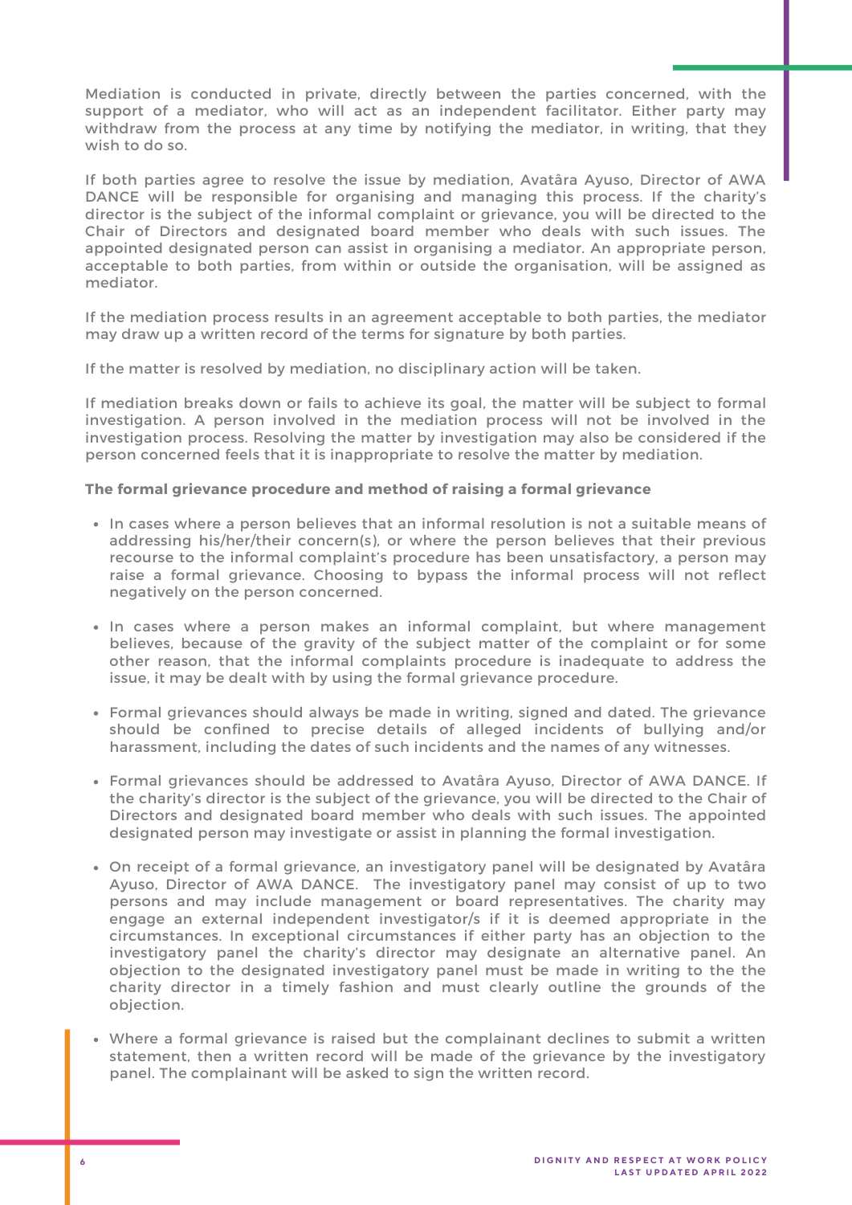Mediation is conducted in private, directly between the parties concerned, with the support of a mediator, who will act as an independent facilitator. Either party may withdraw from the process at any time by notifying the mediator, in writing, that they wish to do so.

If both parties agree to resolve the issue by mediation, Avatâra Ayuso, Director of AWA DANCE will be responsible for organising and managing this process. If the charity's director is the subject of the informal complaint or grievance, you will be directed to the Chair of Directors and designated board member who deals with such issues. The appointed designated person can assist in organising a mediator. An appropriate person, acceptable to both parties, from within or outside the organisation, will be assigned as mediator.

If the mediation process results in an agreement acceptable to both parties, the mediator may draw up a written record of the terms for signature by both parties.

If the matter is resolved by mediation, no disciplinary action will be taken.

If mediation breaks down or fails to achieve its goal, the matter will be subject to formal investigation. A person involved in the mediation process will not be involved in the investigation process. Resolving the matter by investigation may also be considered if the person concerned feels that it is inappropriate to resolve the matter by mediation.

**The formal grievance procedure and method of raising a formal grievance**

- In cases where a person believes that an informal resolution is not a suitable means of addressing his/her/their concern(s), or where the person believes that their previous recourse to the informal complaint's procedure has been unsatisfactory, a person may raise a formal grievance. Choosing to bypass the informal process will not reflect negatively on the person concerned.
- In cases where a person makes an informal complaint, but where management believes, because of the gravity of the subject matter of the complaint or for some other reason, that the informal complaints procedure is inadequate to address the issue, it may be dealt with by using the formal grievance procedure.
- Formal grievances should always be made in writing, signed and dated. The grievance should be confined to precise details of alleged incidents of bullying and/or harassment, including the dates of such incidents and the names of any witnesses.
- Formal grievances should be addressed to Avatâra Ayuso, Director of AWA DANCE. If the charity's director is the subject of the grievance, you will be directed to the Chair of Directors and designated board member who deals with such issues. The appointed designated person may investigate or assist in planning the formal investigation.
- On receipt of a formal grievance, an investigatory panel will be designated by Avatâra Ayuso, Director of AWA DANCE. The investigatory panel may consist of up to two persons and may include management or board representatives. The charity may engage an external independent investigator/s if it is deemed appropriate in the circumstances. In exceptional circumstances if either party has an objection to the investigatory panel the charity's director may designate an alternative panel. An objection to the designated investigatory panel must be made in writing to the the charity director in a timely fashion and must clearly outline the grounds of the objection.
- Where a formal grievance is raised but the complainant declines to submit a written statement, then a written record will be made of the grievance by the investigatory panel. The complainant will be asked to sign the written record.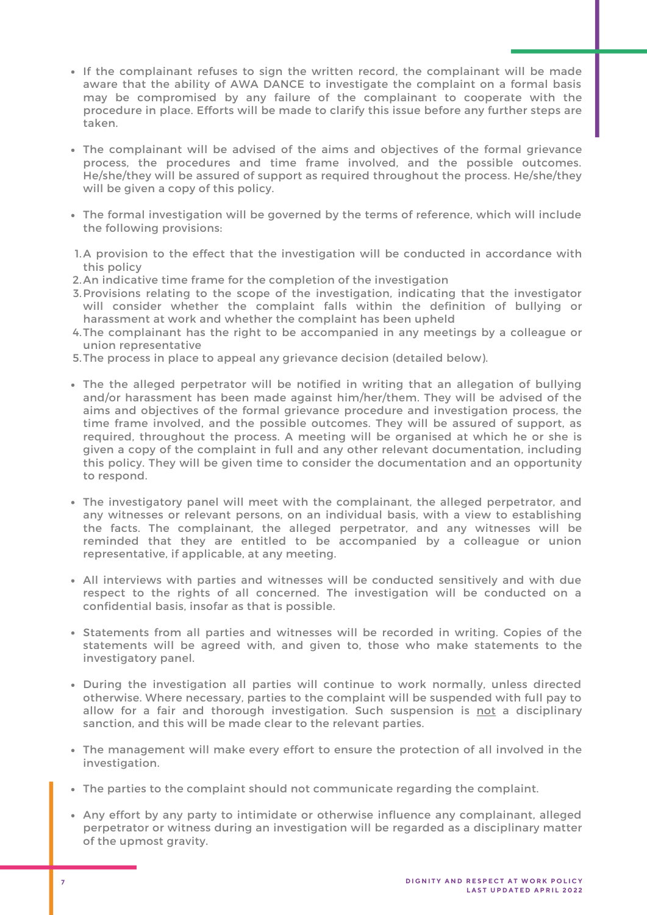- If the complainant refuses to sign the written record, the complainant will be made aware that the ability of AWA DANCE to investigate the complaint on a formal basis may be compromised by any failure of the complainant to cooperate with the procedure in place. Efforts will be made to clarify this issue before any further steps are taken.

- The complainant will be advised of the aims and objectives of the formal grievance process, the procedures and time frame involved, and the possible outcomes. He/she/they will be assured of support as required throughout the process. He/she/they will be given a copy of this policy.

- The formal investigation will be governed by the terms of reference, which will include the following provisions:

1. A provision to the effect that the investigation will be conducted in accordance with this policy
2. An indicative time frame for the completion of the investigation
3. Provisions relating to the scope of the investigation, indicating that the investigator will consider whether the complaint falls within the definition of bullying or harassment at work and whether the complaint has been upheld
4. The complainant has the right to be accompanied in any meetings by a colleague or union representative
5. The process in place to appeal any grievance decision (detailed below).

- The the alleged perpetrator will be notified in writing that an allegation of bullying and/or harassment has been made against him/her/them. They will be advised of the aims and objectives of the formal grievance procedure and investigation process, the time frame involved, and the possible outcomes. They will be assured of support, as required, throughout the process. A meeting will be organised at which he or she is given a copy of the complaint in full and any other relevant documentation, including this policy. They will be given time to consider the documentation and an opportunity to respond.

- The investigatory panel will meet with the complainant, the alleged perpetrator, and any witnesses or relevant persons, on an individual basis, with a view to establishing the facts. The complainant, the alleged perpetrator, and any witnesses will be reminded that they are entitled to be accompanied by a colleague or union representative, if applicable, at any meeting.

- All interviews with parties and witnesses will be conducted sensitively and with due respect to the rights of all concerned. The investigation will be conducted on a confidential basis, insofar as that is possible.

- Statements from all parties and witnesses will be recorded in writing. Copies of the statements will be agreed with, and given to, those who make statements to the investigatory panel.

- During the investigation all parties will continue to work normally, unless directed otherwise. Where necessary, parties to the complaint will be suspended with full pay to allow for a fair and thorough investigation. Such suspension is <u>not</u> a disciplinary sanction, and this will be made clear to the relevant parties.

- The management will make every effort to ensure the protection of all involved in the investigation.

- The parties to the complaint should not communicate regarding the complaint.

- Any effort by any party to intimidate or otherwise influence any complainant, alleged perpetrator or witness during an investigation will be regarded as a disciplinary matter of the upmost gravity.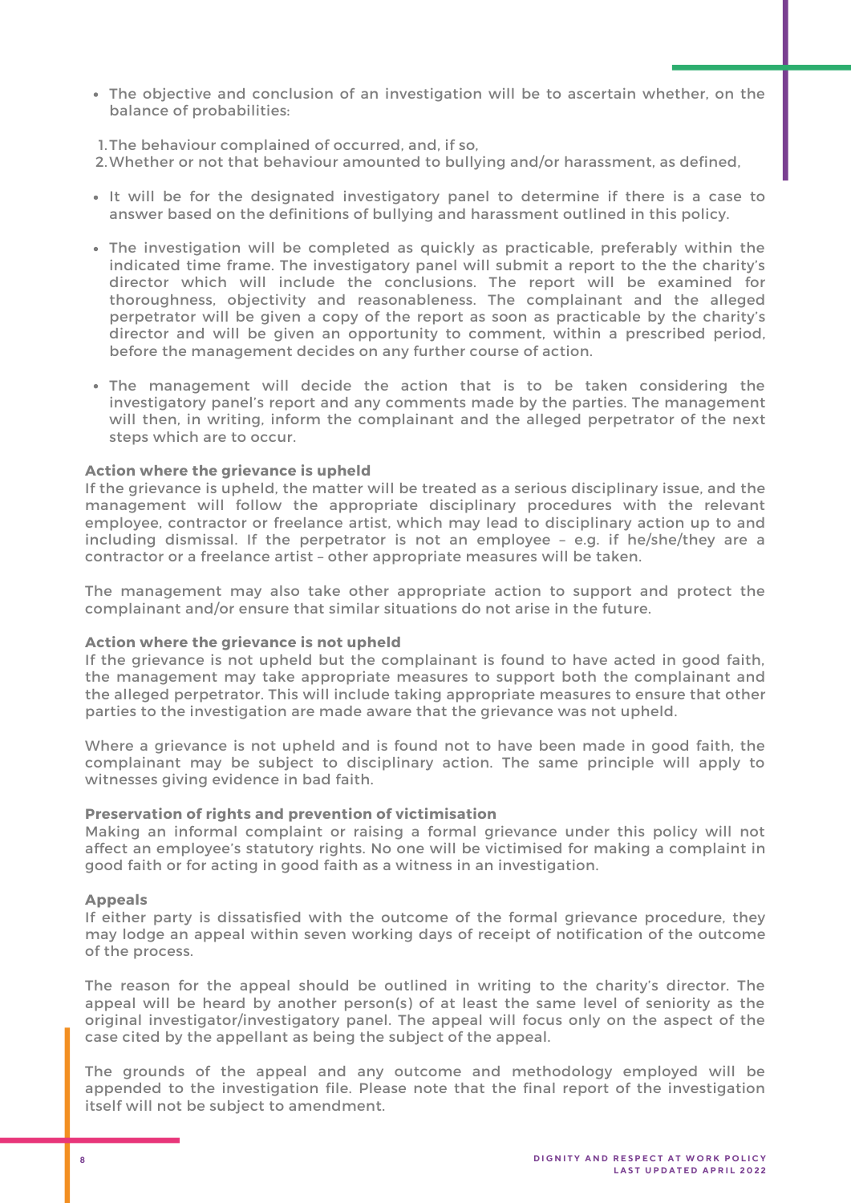- The objective and conclusion of an investigation will be to ascertain whether, on the balance of probabilities:

1. The behaviour complained of occurred, and, if so,
2. Whether or not that behaviour amounted to bullying and/or harassment, as defined,

- It will be for the designated investigatory panel to determine if there is a case to answer based on the definitions of bullying and harassment outlined in this policy.

- The investigation will be completed as quickly as practicable, preferably within the indicated time frame. The investigatory panel will submit a report to the the charity's director which will include the conclusions. The report will be examined for thoroughness, objectivity and reasonableness. The complainant and the alleged perpetrator will be given a copy of the report as soon as practicable by the charity's director and will be given an opportunity to comment, within a prescribed period, before the management decides on any further course of action.

- The management will decide the action that is to be taken considering the investigatory panel's report and any comments made by the parties. The management will then, in writing, inform the complainant and the alleged perpetrator of the next steps which are to occur.

**Action where the grievance is upheld**
If the grievance is upheld, the matter will be treated as a serious disciplinary issue, and the management will follow the appropriate disciplinary procedures with the relevant employee, contractor or freelance artist, which may lead to disciplinary action up to and including dismissal. If the perpetrator is not an employee – e.g. if he/she/they are a contractor or a freelance artist – other appropriate measures will be taken.

The management may also take other appropriate action to support and protect the complainant and/or ensure that similar situations do not arise in the future.

**Action where the grievance is not upheld**
If the grievance is not upheld but the complainant is found to have acted in good faith, the management may take appropriate measures to support both the complainant and the alleged perpetrator. This will include taking appropriate measures to ensure that other parties to the investigation are made aware that the grievance was not upheld.

Where a grievance is not upheld and is found not to have been made in good faith, the complainant may be subject to disciplinary action. The same principle will apply to witnesses giving evidence in bad faith.

**Preservation of rights and prevention of victimisation**
Making an informal complaint or raising a formal grievance under this policy will not affect an employee's statutory rights. No one will be victimised for making a complaint in good faith or for acting in good faith as a witness in an investigation.

**Appeals**
If either party is dissatisfied with the outcome of the formal grievance procedure, they may lodge an appeal within seven working days of receipt of notification of the outcome of the process.

The reason for the appeal should be outlined in writing to the charity's director. The appeal will be heard by another person(s) of at least the same level of seniority as the original investigator/investigatory panel. The appeal will focus only on the aspect of the case cited by the appellant as being the subject of the appeal.

The grounds of the appeal and any outcome and methodology employed will be appended to the investigation file. Please note that the final report of the investigation itself will not be subject to amendment.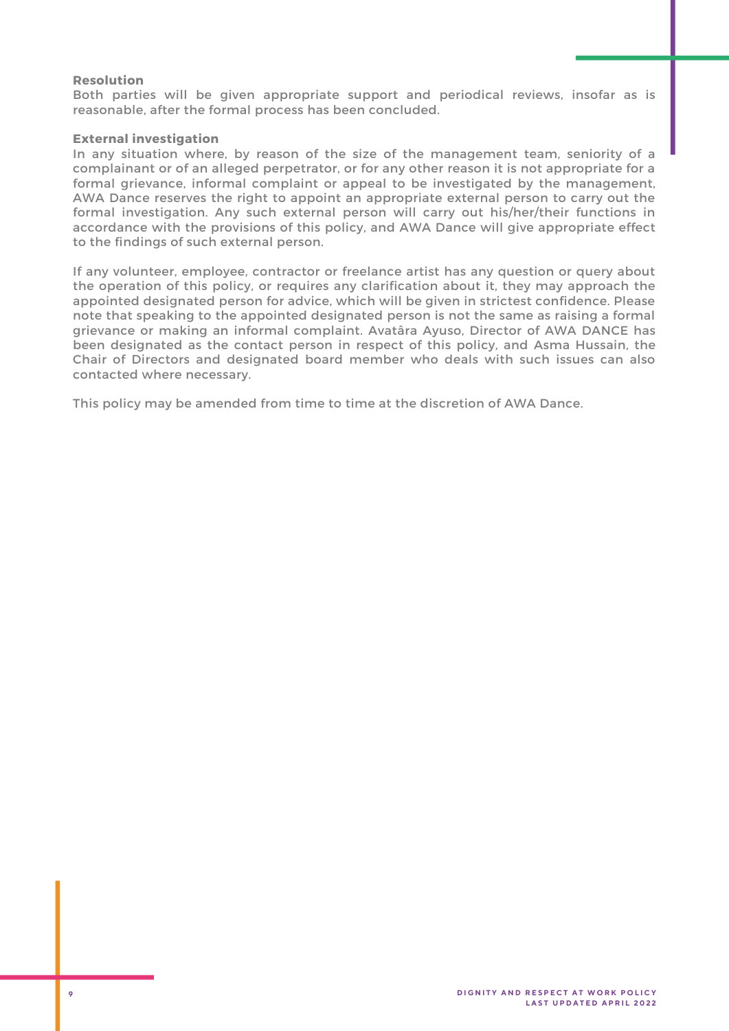**Resolution**

Both parties will be given appropriate support and periodical reviews, insofar as is reasonable, after the formal process has been concluded.

**External investigation**

In any situation where, by reason of the size of the management team, seniority of a complainant or of an alleged perpetrator, or for any other reason it is not appropriate for a formal grievance, informal complaint or appeal to be investigated by the management, AWA Dance reserves the right to appoint an appropriate external person to carry out the formal investigation. Any such external person will carry out his/her/their functions in accordance with the provisions of this policy, and AWA Dance will give appropriate effect to the findings of such external person.

If any volunteer, employee, contractor or freelance artist has any question or query about the operation of this policy, or requires any clarification about it, they may approach the appointed designated person for advice, which will be given in strictest confidence. Please note that speaking to the appointed designated person is not the same as raising a formal grievance or making an informal complaint. Avatâra Ayuso, Director of AWA DANCE has been designated as the contact person in respect of this policy, and Asma Hussain, the Chair of Directors and designated board member who deals with such issues can also contacted where necessary.

This policy may be amended from time to time at the discretion of AWA Dance.